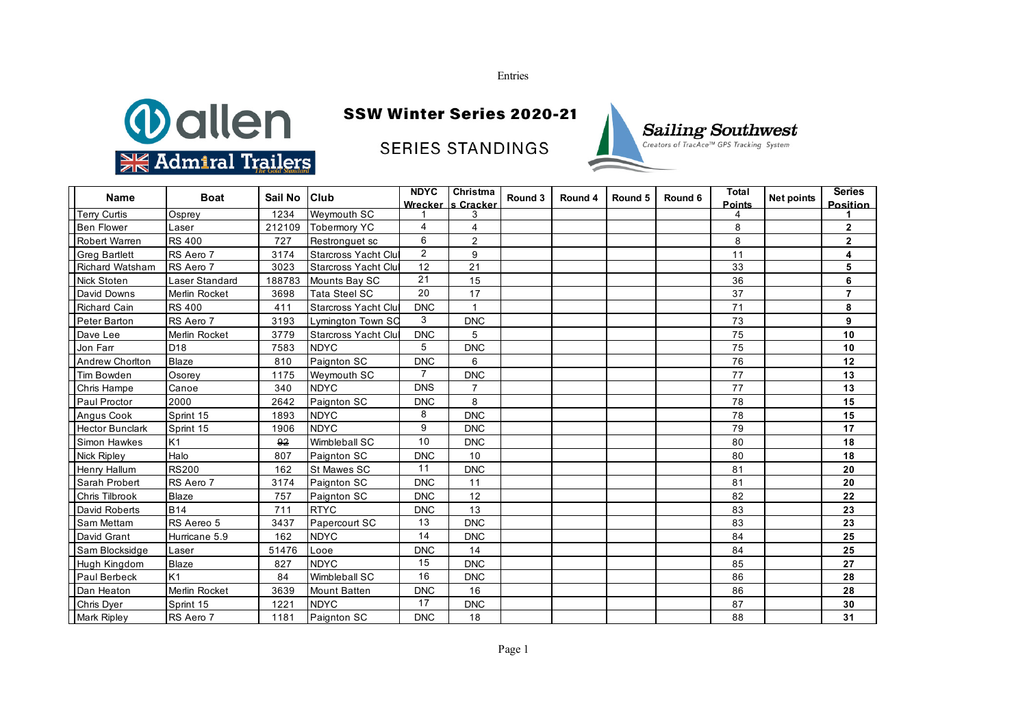Entries

# SSW Winter Series 2020-21

## SERIES STANDINGS

Sailing Southwest
Creators of TracAce™ GPS Tracking System

| Name | Boat | Sail No | Club | NDYC Wrecker | Christmas Cracker | Round 3 | Round 4 | Round 5 | Round 6 | Total Points | Net points | Series Position |
|---|---|---|---|---|---|---|---|---|---|---|---|---|
| Terry Curtis | Osprey | 1234 | Weymouth SC | 1 | 3 | | | | | 4 | | **1** |
| Ben Flower | Laser | 212109 | Tobermory YC | 4 | 4 | | | | | 8 | | **2** |
| Robert Warren | RS 400 | 727 | Restronguet sc | 6 | 2 | | | | | 8 | | **2** |
| Greg Bartlett | RS Aero 7 | 3174 | Starcross Yacht Clu | 2 | 9 | | | | | 11 | | **4** |
| Richard Watsham | RS Aero 7 | 3023 | Starcross Yacht Clu | 12 | 21 | | | | | 33 | | **5** |
| Nick Stoten | Laser Standard | 188783 | Mounts Bay SC | 21 | 15 | | | | | 36 | | **6** |
| David Downs | Merlin Rocket | 3698 | Tata Steel SC | 20 | 17 | | | | | 37 | | **7** |
| Richard Cain | RS 400 | 411 | Starcross Yacht Clu | DNC | 1 | | | | | 71 | | **8** |
| Peter Barton | RS Aero 7 | 3193 | Lymington Town SC | 3 | DNC | | | | | 73 | | **9** |
| Dave Lee | Merlin Rocket | 3779 | Starcross Yacht Clu | DNC | 5 | | | | | 75 | | **10** |
| Jon Farr | D18 | 7583 | NDYC | 5 | DNC | | | | | 75 | | **10** |
| Andrew Chorlton | Blaze | 810 | Paignton SC | DNC | 6 | | | | | 76 | | **12** |
| Tim Bowden | Osorey | 1175 | Weymouth SC | 7 | DNC | | | | | 77 | | **13** |
| Chris Hampe | Canoe | 340 | NDYC | DNS | 7 | | | | | 77 | | **13** |
| Paul Proctor | 2000 | 2642 | Paignton SC | DNC | 8 | | | | | 78 | | **15** |
| Angus Cook | Sprint 15 | 1893 | NDYC | 8 | DNC | | | | | 78 | | **15** |
| Hector Bunclark | Sprint 15 | 1906 | NDYC | 9 | DNC | | | | | 79 | | **17** |
| Simon Hawkes | K1 | ~~92~~ | Wimbleball SC | 10 | DNC | | | | | 80 | | **18** |
| Nick Ripley | Halo | 807 | Paignton SC | DNC | 10 | | | | | 80 | | **18** |
| Henry Hallum | RS200 | 162 | St Mawes SC | 11 | DNC | | | | | 81 | | **20** |
| Sarah Probert | RS Aero 7 | 3174 | Paignton SC | DNC | 11 | | | | | 81 | | **20** |
| Chris Tilbrook | Blaze | 757 | Paignton SC | DNC | 12 | | | | | 82 | | **22** |
| David Roberts | B14 | 711 | RTYC | DNC | 13 | | | | | 83 | | **23** |
| Sam Mettam | RS Aereo 5 | 3437 | Papercourt SC | 13 | DNC | | | | | 83 | | **23** |
| David Grant | Hurricane 5.9 | 162 | NDYC | 14 | DNC | | | | | 84 | | **25** |
| Sam Blocksidge | Laser | 51476 | Looe | DNC | 14 | | | | | 84 | | **25** |
| Hugh Kingdom | Blaze | 827 | NDYC | 15 | DNC | | | | | 85 | | **27** |
| Paul Berbeck | K1 | 84 | Wimbleball SC | 16 | DNC | | | | | 86 | | **28** |
| Dan Heaton | Merlin Rocket | 3639 | Mount Batten | DNC | 16 | | | | | 86 | | **28** |
| Chris Dyer | Sprint 15 | 1221 | NDYC | 17 | DNC | | | | | 87 | | **30** |
| Mark Ripley | RS Aero 7 | 1181 | Paignton SC | DNC | 18 | | | | | 88 | | **31** |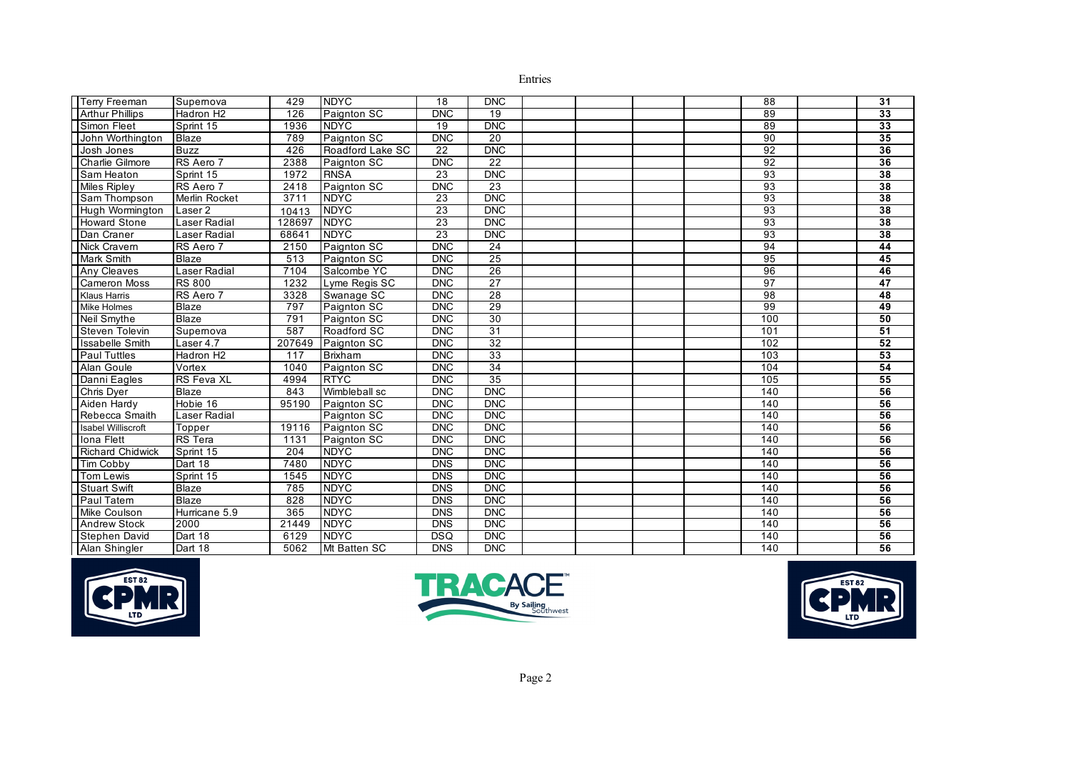| | | | | | | | | | | | | |
|---|---|---|---|---|---|---|---|---|---|---|---|---|
| Terry Freeman | Supernova | 429 | NDYC | 18 | DNC | | | | | 88 | | **31** |
| Arthur Phillips | Hadron H2 | 126 | Paignton SC | DNC | 19 | | | | | 89 | | **33** |
| Simon Fleet | Sprint 15 | 1936 | NDYC | 19 | DNC | | | | | 89 | | **33** |
| John Worthington | Blaze | 789 | Paignton SC | DNC | 20 | | | | | 90 | | **35** |
| Josh Jones | Buzz | 426 | Roadford Lake SC | 22 | DNC | | | | | 92 | | **36** |
| Charlie Gilmore | RS Aero 7 | 2388 | Paignton SC | DNC | 22 | | | | | 92 | | **36** |
| Sam Heaton | Sprint 15 | 1972 | RNSA | 23 | DNC | | | | | 93 | | **38** |
| Miles Ripley | RS Aero 7 | 2418 | Paignton SC | DNC | 23 | | | | | 93 | | **38** |
| Sam Thompson | Merlin Rocket | 3711 | NDYC | 23 | DNC | | | | | 93 | | **38** |
| Hugh Wormington | Laser 2 | 10413 | NDYC | 23 | DNC | | | | | 93 | | **38** |
| Howard Stone | Laser Radial | 128697 | NDYC | 23 | DNC | | | | | 93 | | **38** |
| Dan Craner | Laser Radial | 68641 | NDYC | 23 | DNC | | | | | 93 | | **38** |
| Nick Cravern | RS Aero 7 | 2150 | Paignton SC | DNC | 24 | | | | | 94 | | **44** |
| Mark Smith | Blaze | 513 | Paignton SC | DNC | 25 | | | | | 95 | | **45** |
| Any Cleaves | Laser Radial | 7104 | Salcombe YC | DNC | 26 | | | | | 96 | | **46** |
| Cameron Moss | RS 800 | 1232 | Lyme Regis SC | DNC | 27 | | | | | 97 | | **47** |
| Klaus Harris | RS Aero 7 | 3328 | Swanage SC | DNC | 28 | | | | | 98 | | **48** |
| Mike Holmes | Blaze | 797 | Paignton SC | DNC | 29 | | | | | 99 | | **49** |
| Neil Smythe | Blaze | 791 | Paignton SC | DNC | 30 | | | | | 100 | | **50** |
| Steven Tolevin | Supernova | 587 | Roadford SC | DNC | 31 | | | | | 101 | | **51** |
| Issabelle Smith | Laser 4.7 | 207649 | Paignton SC | DNC | 32 | | | | | 102 | | **52** |
| Paul Tuttles | Hadron H2 | 117 | Brixham | DNC | 33 | | | | | 103 | | **53** |
| Alan Goule | Vortex | 1040 | Paignton SC | DNC | 34 | | | | | 104 | | **54** |
| Danni Eagles | RS Feva XL | 4994 | RTYC | DNC | 35 | | | | | 105 | | **55** |
| Chris Dyer | Blaze | 843 | Wimbleball sc | DNC | DNC | | | | | 140 | | **56** |
| Aiden Hardy | Hobie 16 | 95190 | Paignton SC | DNC | DNC | | | | | 140 | | **56** |
| Rebecca Smaith | Laser Radial | | Paignton SC | DNC | DNC | | | | | 140 | | **56** |
| Isabel Williscroft | Topper | 19116 | Paignton SC | DNC | DNC | | | | | 140 | | **56** |
| Iona Flett | RS Tera | 1131 | Paignton SC | DNC | DNC | | | | | 140 | | **56** |
| Richard Chidwick | Sprint 15 | 204 | NDYC | DNC | DNC | | | | | 140 | | **56** |
| Tim Cobby | Dart 18 | 7480 | NDYC | DNS | DNC | | | | | 140 | | **56** |
| Tom Lewis | Sprint 15 | 1545 | NDYC | DNS | DNC | | | | | 140 | | **56** |
| Stuart Swift | Blaze | 785 | NDYC | DNS | DNC | | | | | 140 | | **56** |
| Paul Tatem | Blaze | 828 | NDYC | DNS | DNC | | | | | 140 | | **56** |
| Mike Coulson | Hurricane 5.9 | 365 | NDYC | DNS | DNC | | | | | 140 | | **56** |
| Andrew Stock | 2000 | 21449 | NDYC | DNS | DNC | | | | | 140 | | **56** |
| Stephen David | Dart 18 | 6129 | NDYC | DSQ | DNC | | | | | 140 | | **56** |
| Alan Shingler | Dart 18 | 5062 | Mt Batten SC | DNS | DNC | | | | | 140 | | **56** |